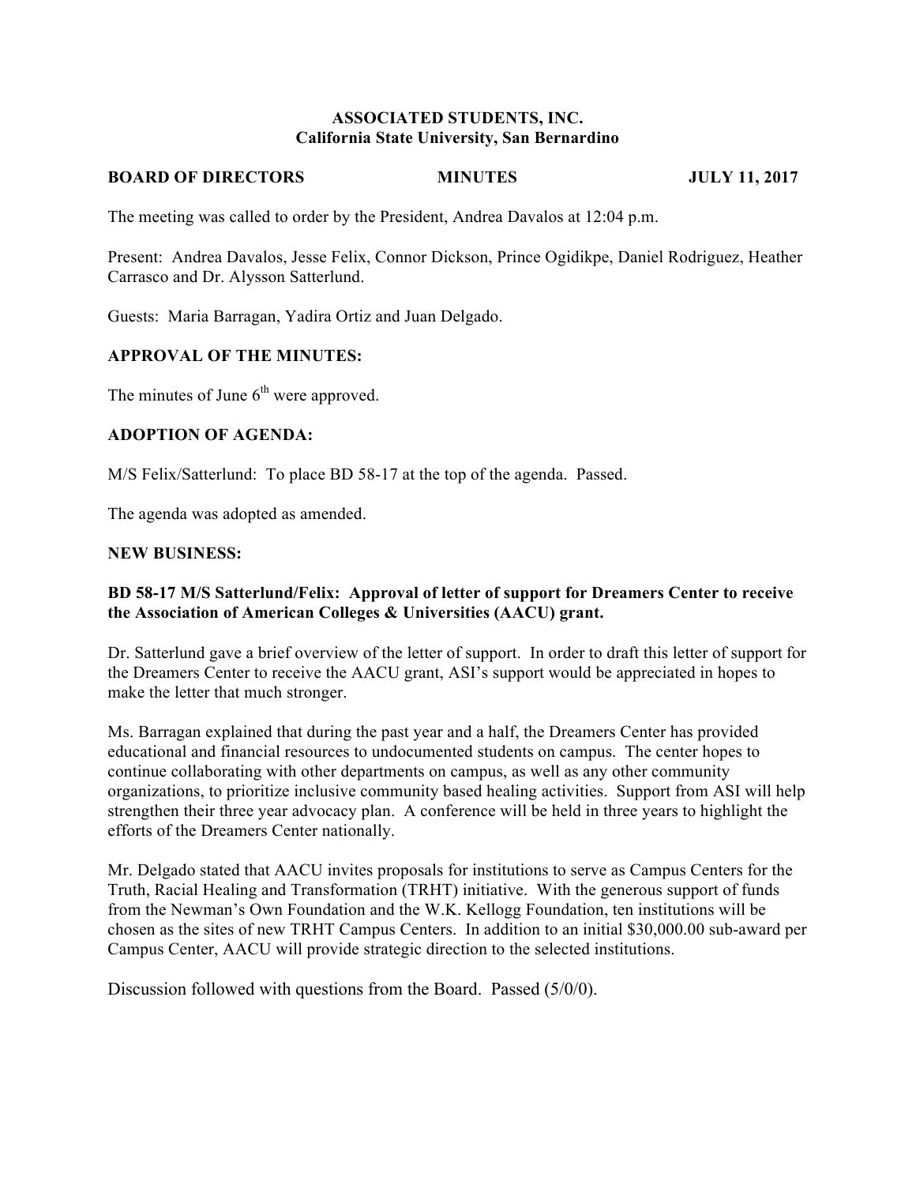**ASSOCIATED STUDENTS, INC.**
**California State University, San Bernardino**

**BOARD OF DIRECTORS MINUTES JULY 11, 2017**

The meeting was called to order by the President, Andrea Davalos at 12:04 p.m.

Present: Andrea Davalos, Jesse Felix, Connor Dickson, Prince Ogidikpe, Daniel Rodriguez, Heather Carrasco and Dr. Alysson Satterlund.

Guests: Maria Barragan, Yadira Ortiz and Juan Delgado.

**APPROVAL OF THE MINUTES:**

The minutes of June 6th were approved.

**ADOPTION OF AGENDA:**

M/S Felix/Satterlund: To place BD 58-17 at the top of the agenda. Passed.

The agenda was adopted as amended.

**NEW BUSINESS:**

**BD 58-17 M/S Satterlund/Felix: Approval of letter of support for Dreamers Center to receive the Association of American Colleges & Universities (AACU) grant.**

Dr. Satterlund gave a brief overview of the letter of support. In order to draft this letter of support for the Dreamers Center to receive the AACU grant, ASI's support would be appreciated in hopes to make the letter that much stronger.

Ms. Barragan explained that during the past year and a half, the Dreamers Center has provided educational and financial resources to undocumented students on campus. The center hopes to continue collaborating with other departments on campus, as well as any other community organizations, to prioritize inclusive community based healing activities. Support from ASI will help strengthen their three year advocacy plan. A conference will be held in three years to highlight the efforts of the Dreamers Center nationally.

Mr. Delgado stated that AACU invites proposals for institutions to serve as Campus Centers for the Truth, Racial Healing and Transformation (TRHT) initiative. With the generous support of funds from the Newman's Own Foundation and the W.K. Kellogg Foundation, ten institutions will be chosen as the sites of new TRHT Campus Centers. In addition to an initial $30,000.00 sub-award per Campus Center, AACU will provide strategic direction to the selected institutions.

Discussion followed with questions from the Board. Passed (5/0/0).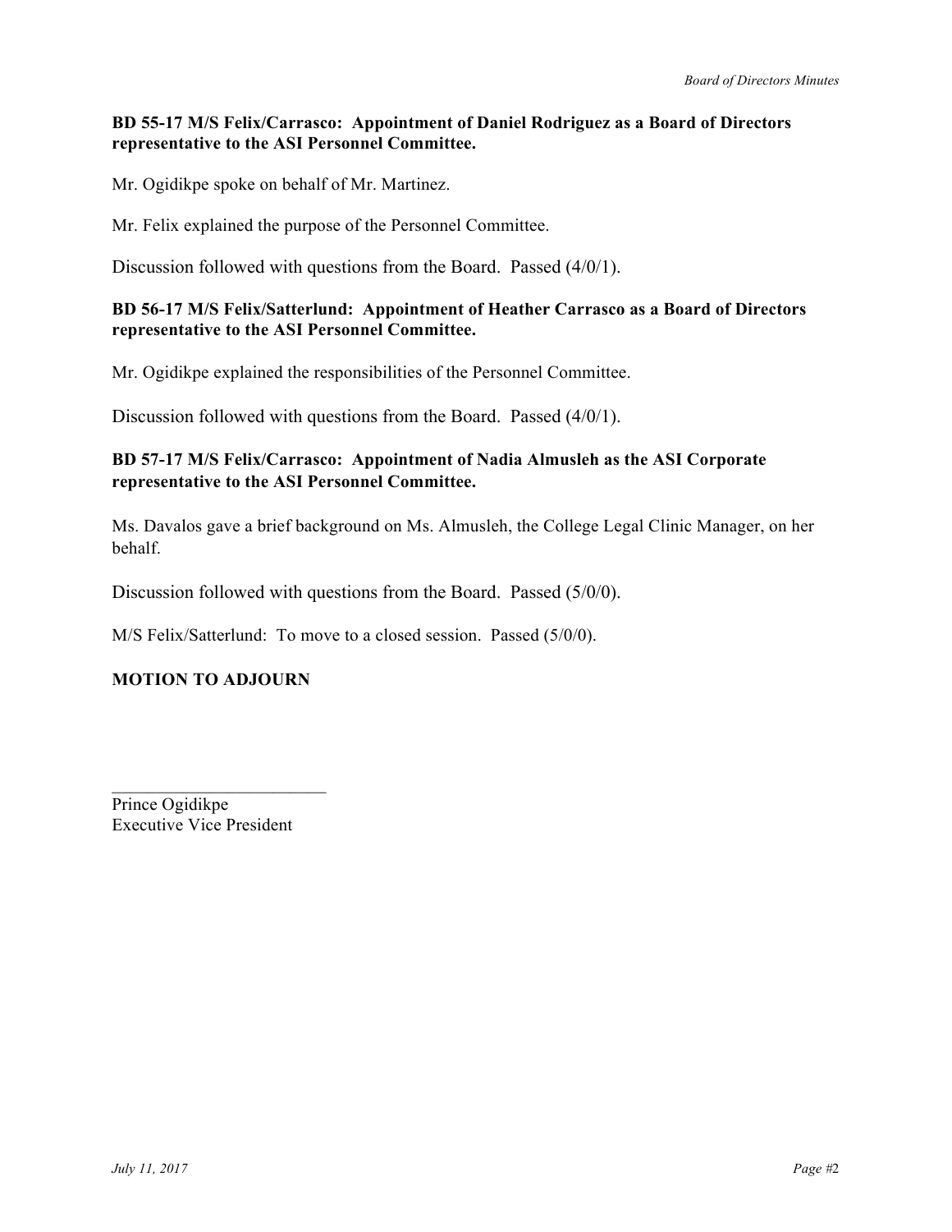**BD 55-17 M/S Felix/Carrasco: Appointment of Daniel Rodriguez as a Board of Directors representative to the ASI Personnel Committee.**

Mr. Ogidikpe spoke on behalf of Mr. Martinez.

Mr. Felix explained the purpose of the Personnel Committee.

Discussion followed with questions from the Board. Passed (4/0/1).

**BD 56-17 M/S Felix/Satterlund: Appointment of Heather Carrasco as a Board of Directors representative to the ASI Personnel Committee.**

Mr. Ogidikpe explained the responsibilities of the Personnel Committee.

Discussion followed with questions from the Board. Passed (4/0/1).

**BD 57-17 M/S Felix/Carrasco: Appointment of Nadia Almusleh as the ASI Corporate representative to the ASI Personnel Committee.**

Ms. Davalos gave a brief background on Ms. Almusleh, the College Legal Clinic Manager, on her behalf.

Discussion followed with questions from the Board. Passed (5/0/0).

M/S Felix/Satterlund: To move to a closed session. Passed (5/0/0).

**MOTION TO ADJOURN**

_________________________

Prince Ogidikpe
Executive Vice President